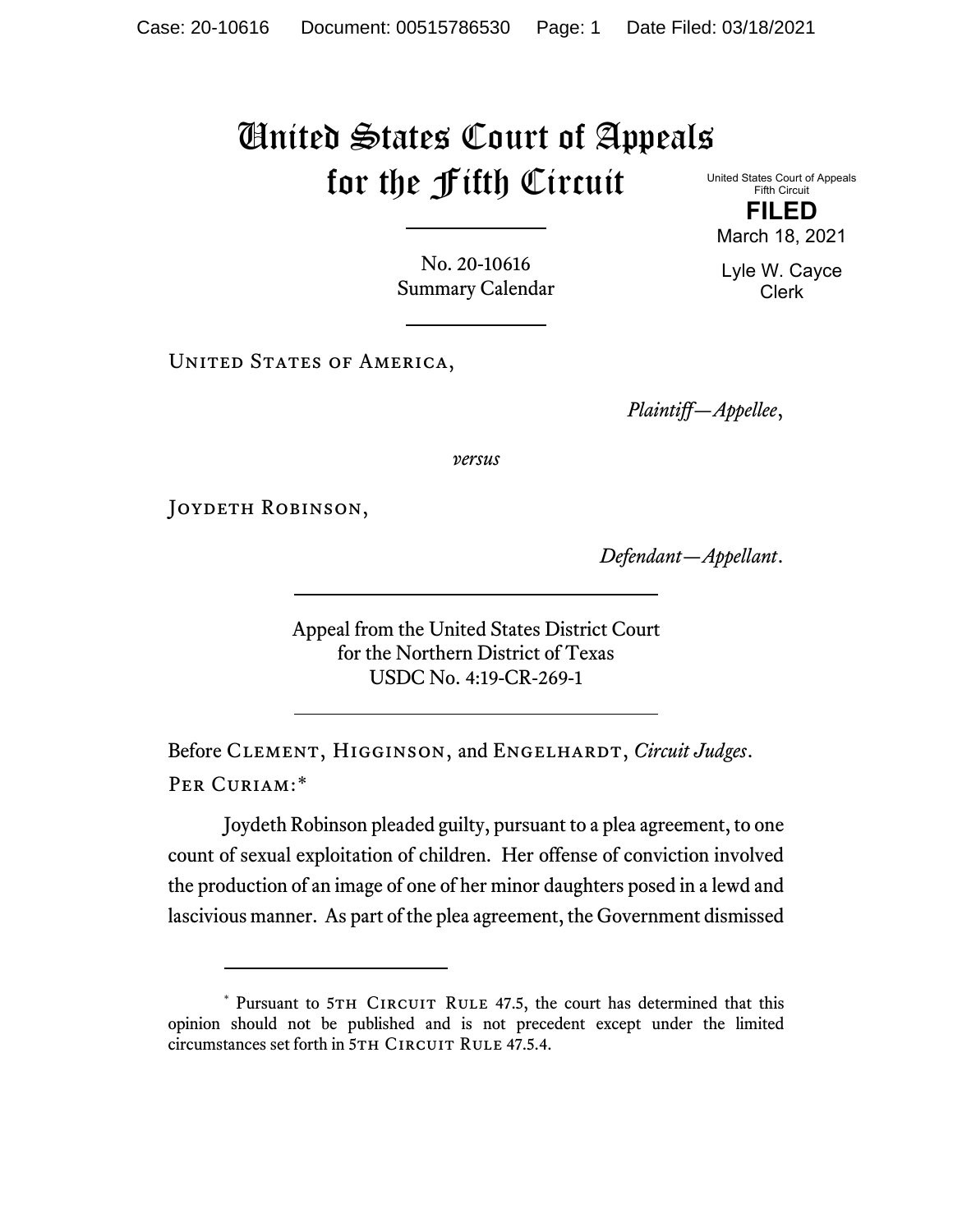Case: 20-10616 Document: 00515786530 Page: 1 Date Filed: 03/18/2021

# United States Court of Appeals for the Fifth Circuit

United States Court of Appeals
Fifth Circuit

**FILED**

March 18, 2021

Lyle W. Cayce
Clerk

No. 20-10616
Summary Calendar

---

United States of America,

*Plaintiff—Appellee*,

*versus*

Joydeth Robinson,

*Defendant—Appellant*.

---

Appeal from the United States District Court
for the Northern District of Texas
USDC No. 4:19-CR-269-1

---

Before Clement, Higginson, and Engelhardt, *Circuit Judges*.

Per Curiam:*

Joydeth Robinson pleaded guilty, pursuant to a plea agreement, to one count of sexual exploitation of children. Her offense of conviction involved the production of an image of one of her minor daughters posed in a lewd and lascivious manner. As part of the plea agreement, the Government dismissed

---

\* Pursuant to 5th Circuit Rule 47.5, the court has determined that this opinion should not be published and is not precedent except under the limited circumstances set forth in 5th Circuit Rule 47.5.4.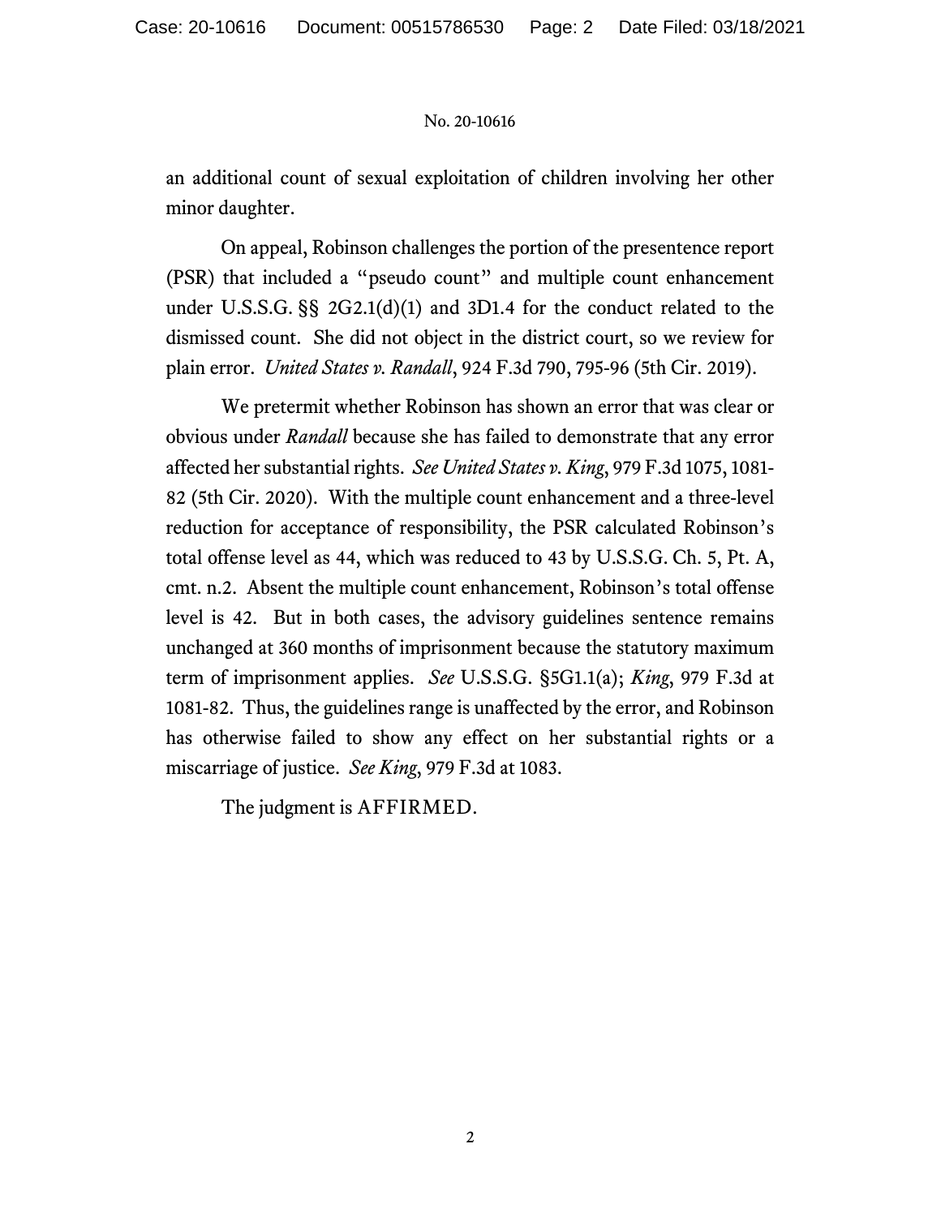an additional count of sexual exploitation of children involving her other minor daughter.

On appeal, Robinson challenges the portion of the presentence report (PSR) that included a "pseudo count" and multiple count enhancement under U.S.S.G. §§ 2G2.1(d)(1) and 3D1.4 for the conduct related to the dismissed count. She did not object in the district court, so we review for plain error. *United States v. Randall*, 924 F.3d 790, 795-96 (5th Cir. 2019).

We pretermit whether Robinson has shown an error that was clear or obvious under *Randall* because she has failed to demonstrate that any error affected her substantial rights. *See United States v. King*, 979 F.3d 1075, 1081-82 (5th Cir. 2020). With the multiple count enhancement and a three-level reduction for acceptance of responsibility, the PSR calculated Robinson's total offense level as 44, which was reduced to 43 by U.S.S.G. Ch. 5, Pt. A, cmt. n.2. Absent the multiple count enhancement, Robinson's total offense level is 42. But in both cases, the advisory guidelines sentence remains unchanged at 360 months of imprisonment because the statutory maximum term of imprisonment applies. *See* U.S.S.G. §5G1.1(a); *King*, 979 F.3d at 1081-82. Thus, the guidelines range is unaffected by the error, and Robinson has otherwise failed to show any effect on her substantial rights or a miscarriage of justice. *See King*, 979 F.3d at 1083.

The judgment is AFFIRMED.